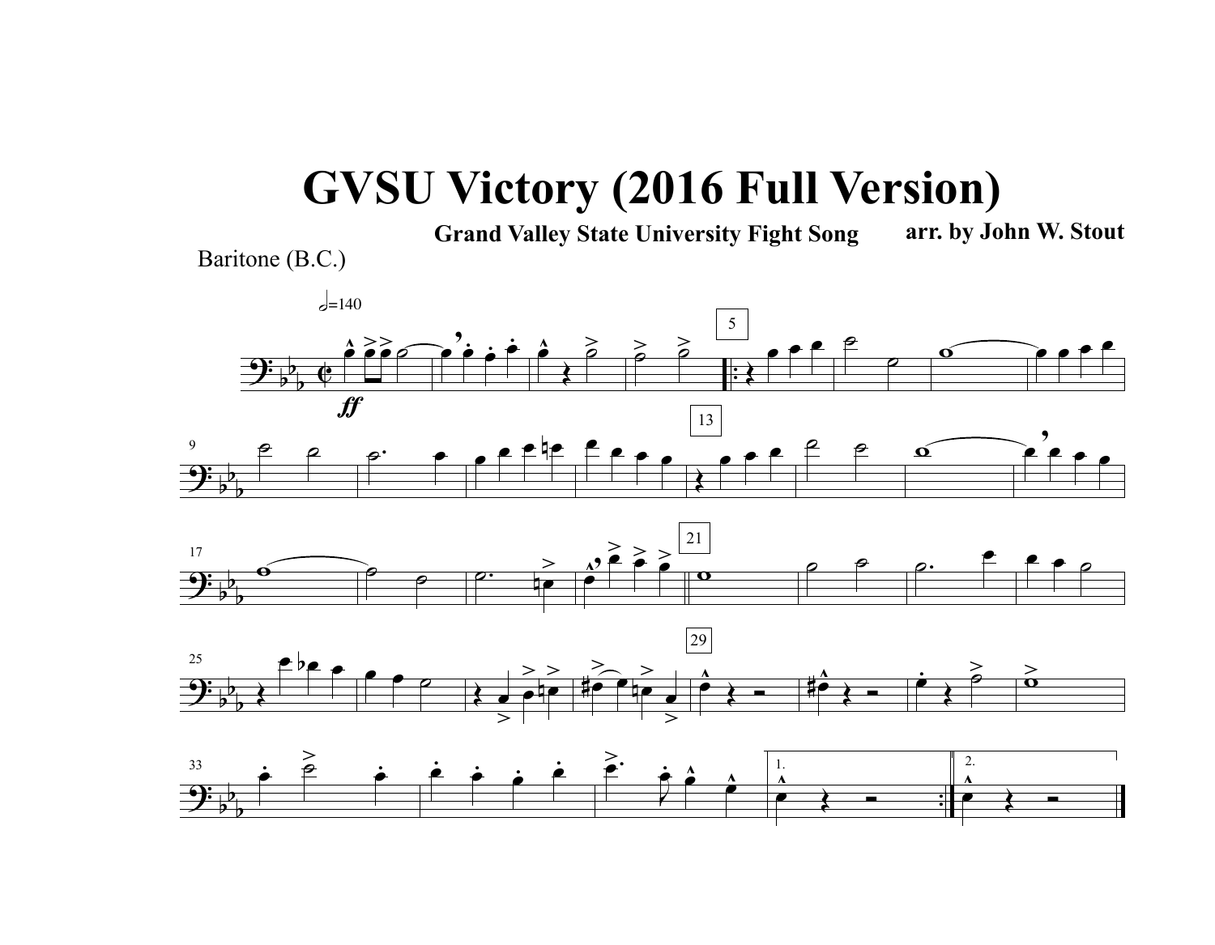# GVSU Victory (2016 Full Version)

**Grand Valley State University Fight Song**

**arr. by John W. Stout**

Baritone (B.C.)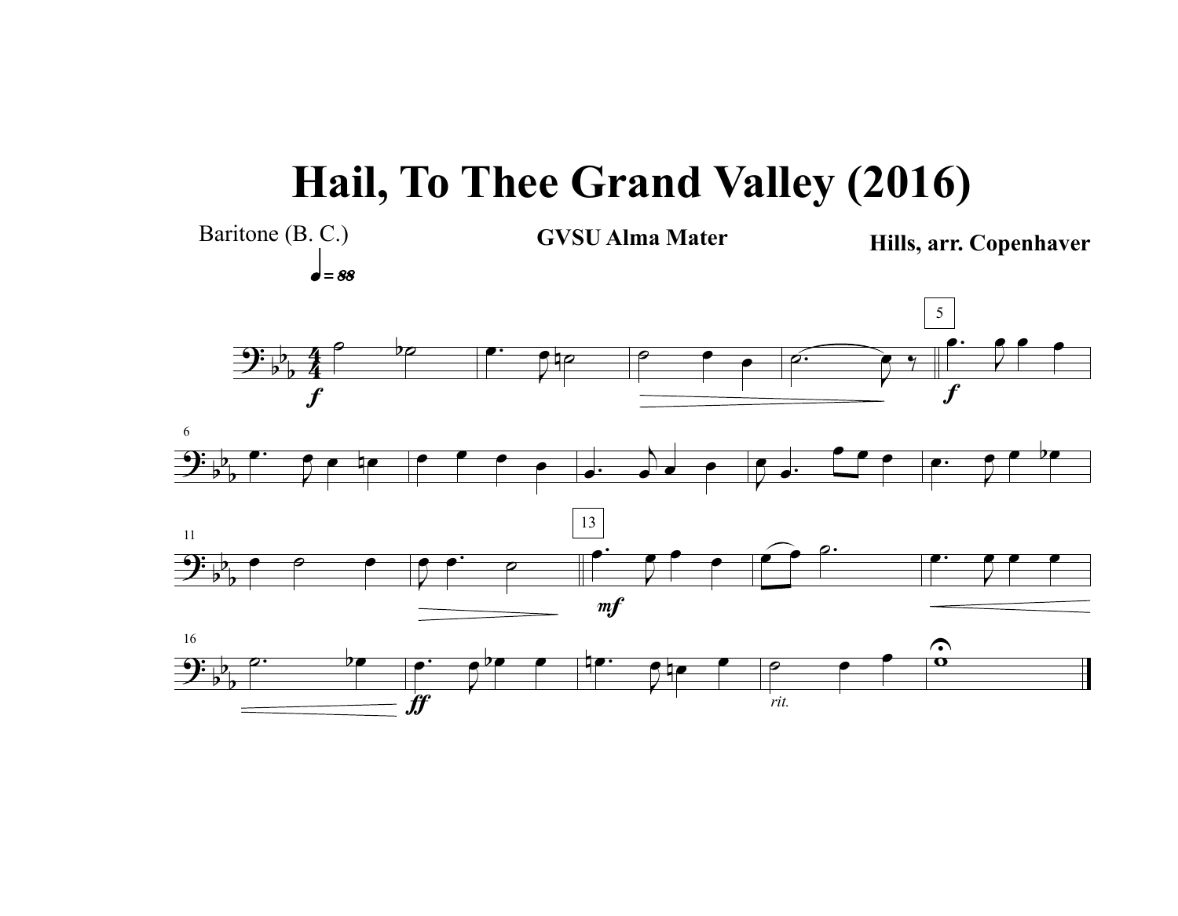# Hail, To Thee Grand Valley (2016)

Baritone (B. C.)

**GVSU Alma Mater**

**Hills, arr. Copenhaver**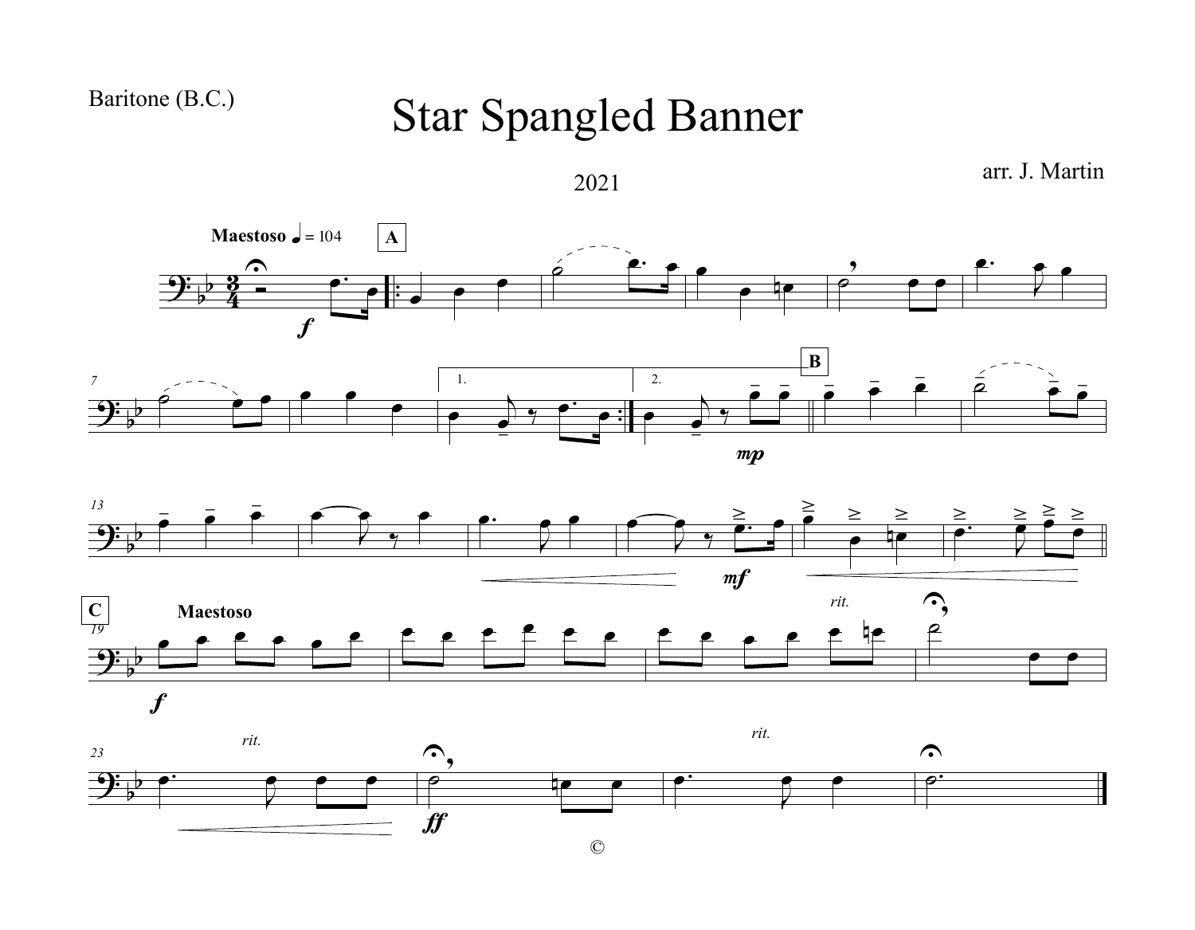Baritone (B.C.)

# Star Spangled Banner

2021

arr. J. Martin

©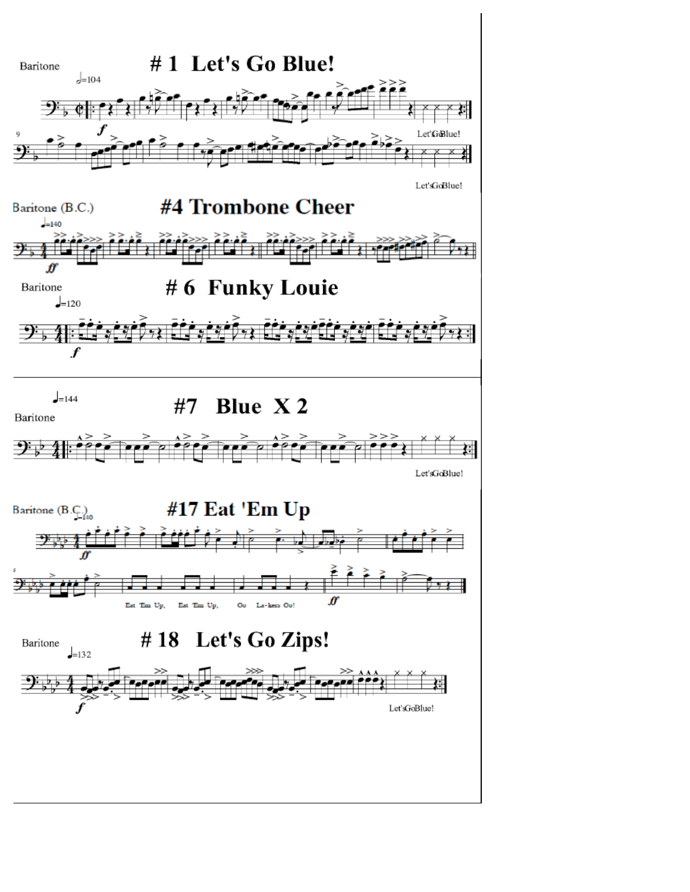Baritone

# # 1 Let's Go Blue!

𝅗𝅥=104

*f*

Let's Go Blue!

Let's Go Blue!

Baritone (B.C.)

# #4 Trombone Cheer

♩=140

*ff*

Baritone

# # 6 Funky Louie

♩=120

*f*

♩=144

Baritone

# #7 Blue X 2

Let's Go Blue!

Baritone (B.C.)

# #17 Eat 'Em Up

♩=140

*ff*

Eat 'Em Up, Eat 'Em Up, Go La-kers Go!

*ff*

Baritone

# # 18 Let's Go Zips!

♩=132

*f*

Let's Go Blue!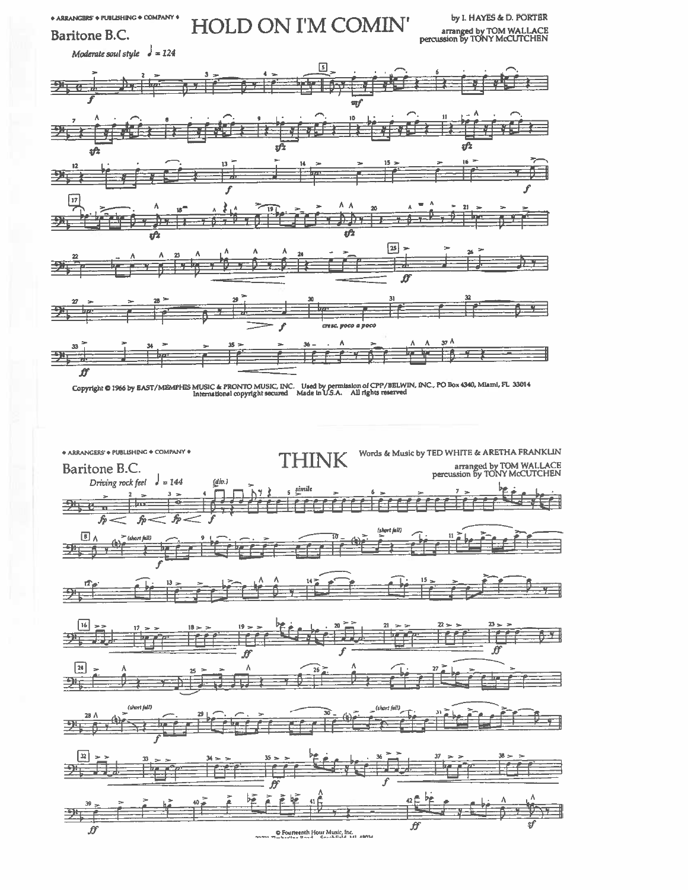♦ ARRANGERS' ♦ PUBLISHING ♦ COMPANY ♦

Baritone B.C.

# HOLD ON I'M COMIN'

by I. HAYES & D. PORTER

arranged by TOM WALLACE
percussion by TONY McCUTCHEN

*Moderate soul style* ♩ = 124

Copyright © 1966 by EAST/MEMPHIS MUSIC & PRONTO MUSIC, INC. Used by permission of CPP/BELWIN, INC., PO Box 4340, Miami, FL 33014
International copyright secured Made in U.S.A. All rights reserved

♦ ARRANGERS' ♦ PUBLISHING ♦ COMPANY ♦

Baritone B.C.

# THINK

Words & Music by TED WHITE & ARETHA FRANKLIN

arranged by TOM WALLACE
percussion by TONY McCUTCHEN

*Driving rock feel* ♩ = 144

© Fourteenth Hour Music, Inc.